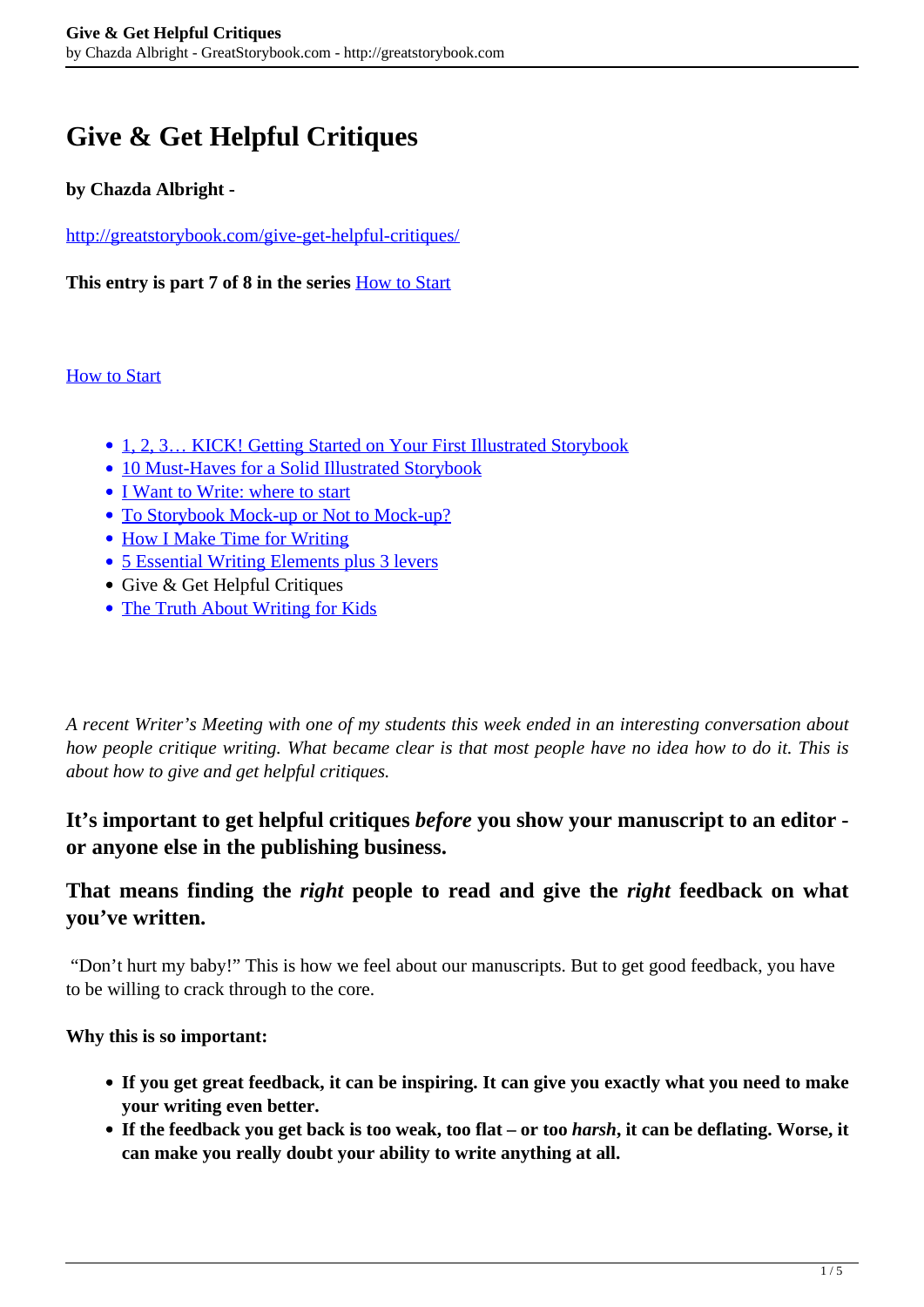# Give & Get Helpful Critiques

**by Chazda Albright -**

[http://greatstorybook.com/give-get-helpful-critiques/](http://greatstorybook.com/give-get-helpful-critiques/)

**This entry is part 7 of 8 in the series** [How to Start](#)

[How to Start](#)

- [1, 2, 3… KICK! Getting Started on Your First Illustrated Storybook](#)
- [10 Must-Haves for a Solid Illustrated Storybook](#)
- [I Want to Write: where to start](#)
- [To Storybook Mock-up or Not to Mock-up?](#)
- [How I Make Time for Writing](#)
- [5 Essential Writing Elements plus 3 levers](#)
- Give & Get Helpful Critiques
- [The Truth About Writing for Kids](#)

*A recent Writer's Meeting with one of my students this week ended in an interesting conversation about how people critique writing. What became clear is that most people have no idea how to do it. This is about how to give and get helpful critiques.*

## It's important to get helpful critiques *before* you show your manuscript to an editor - or anyone else in the publishing business.

## That means finding the *right* people to read and give the *right* feedback on what you've written.

"Don't hurt my baby!" This is how we feel about our manuscripts. But to get good feedback, you have to be willing to crack through to the core.

**Why this is so important:**

- **If you get great feedback, it can be inspiring. It can give you exactly what you need to make your writing even better.**
- **If the feedback you get back is too weak, too flat – or too *harsh*, it can be deflating. Worse, it can make you really doubt your ability to write anything at all.**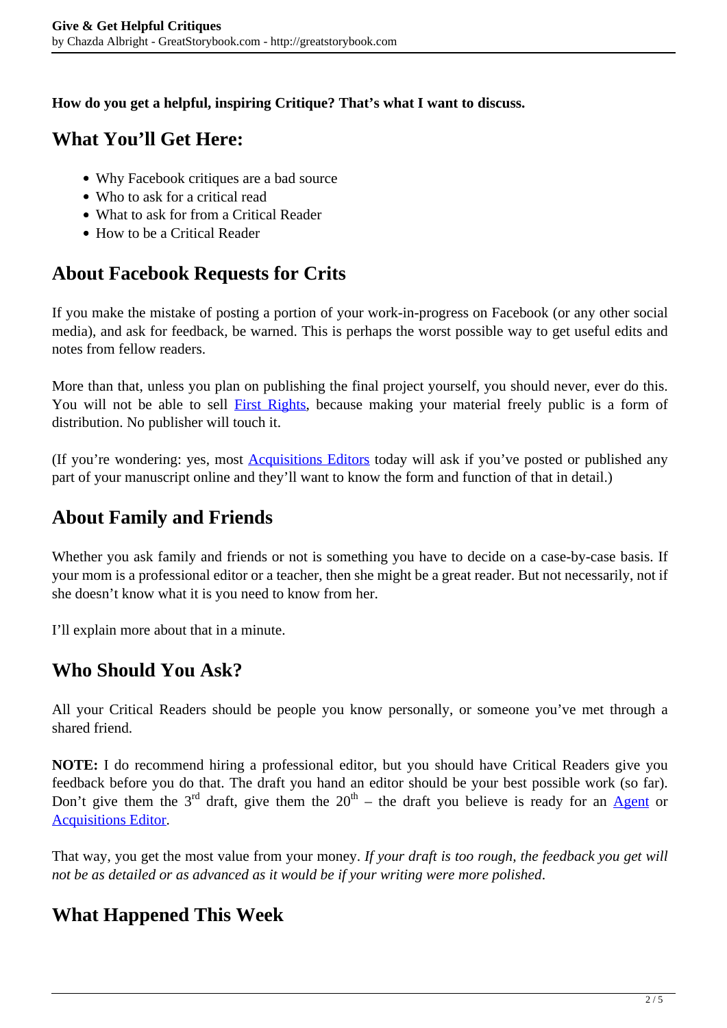**How do you get a helpful, inspiring Critique? That's what I want to discuss.**

## What You'll Get Here:

- Why Facebook critiques are a bad source
- Who to ask for a critical read
- What to ask for from a Critical Reader
- How to be a Critical Reader

## About Facebook Requests for Crits

If you make the mistake of posting a portion of your work-in-progress on Facebook (or any other social media), and ask for feedback, be warned. This is perhaps the worst possible way to get useful edits and notes from fellow readers.

More than that, unless you plan on publishing the final project yourself, you should never, ever do this. You will not be able to sell First Rights, because making your material freely public is a form of distribution. No publisher will touch it.

(If you're wondering: yes, most Acquisitions Editors today will ask if you've posted or published any part of your manuscript online and they'll want to know the form and function of that in detail.)

## About Family and Friends

Whether you ask family and friends or not is something you have to decide on a case-by-case basis. If your mom is a professional editor or a teacher, then she might be a great reader. But not necessarily, not if she doesn't know what it is you need to know from her.

I'll explain more about that in a minute.

## Who Should You Ask?

All your Critical Readers should be people you know personally, or someone you've met through a shared friend.

**NOTE:** I do recommend hiring a professional editor, but you should have Critical Readers give you feedback before you do that. The draft you hand an editor should be your best possible work (so far). Don't give them the 3rd draft, give them the 20th – the draft you believe is ready for an Agent or Acquisitions Editor.

That way, you get the most value from your money. *If your draft is too rough, the feedback you get will not be as detailed or as advanced as it would be if your writing were more polished.*

## What Happened This Week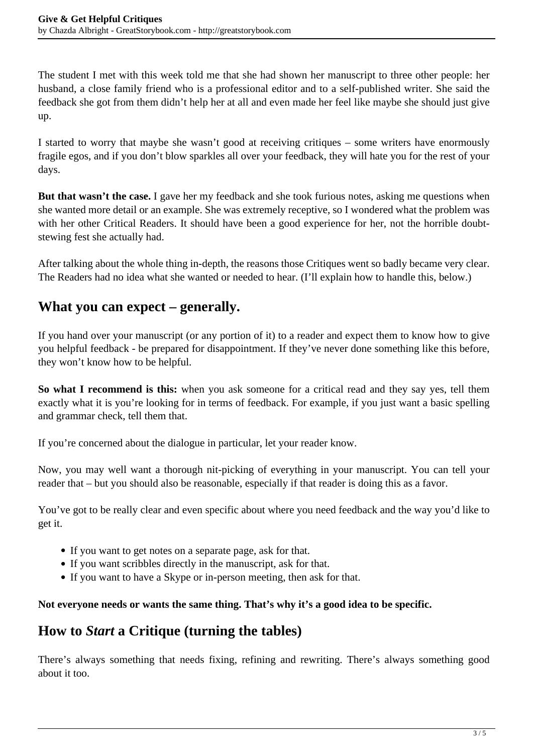The student I met with this week told me that she had shown her manuscript to three other people: her husband, a close family friend who is a professional editor and to a self-published writer. She said the feedback she got from them didn't help her at all and even made her feel like maybe she should just give up.

I started to worry that maybe she wasn't good at receiving critiques – some writers have enormously fragile egos, and if you don't blow sparkles all over your feedback, they will hate you for the rest of your days.

**But that wasn't the case.** I gave her my feedback and she took furious notes, asking me questions when she wanted more detail or an example. She was extremely receptive, so I wondered what the problem was with her other Critical Readers. It should have been a good experience for her, not the horrible doubt-stewing fest she actually had.

After talking about the whole thing in-depth, the reasons those Critiques went so badly became very clear. The Readers had no idea what she wanted or needed to hear. (I'll explain how to handle this, below.)

## What you can expect – generally.

If you hand over your manuscript (or any portion of it) to a reader and expect them to know how to give you helpful feedback - be prepared for disappointment. If they've never done something like this before, they won't know how to be helpful.

**So what I recommend is this:** when you ask someone for a critical read and they say yes, tell them exactly what it is you're looking for in terms of feedback. For example, if you just want a basic spelling and grammar check, tell them that.

If you're concerned about the dialogue in particular, let your reader know.

Now, you may well want a thorough nit-picking of everything in your manuscript. You can tell your reader that – but you should also be reasonable, especially if that reader is doing this as a favor.

You've got to be really clear and even specific about where you need feedback and the way you'd like to get it.

- If you want to get notes on a separate page, ask for that.
- If you want scribbles directly in the manuscript, ask for that.
- If you want to have a Skype or in-person meeting, then ask for that.

**Not everyone needs or wants the same thing. That's why it's a good idea to be specific.**

## How to *Start* a Critique (turning the tables)

There's always something that needs fixing, refining and rewriting. There's always something good about it too.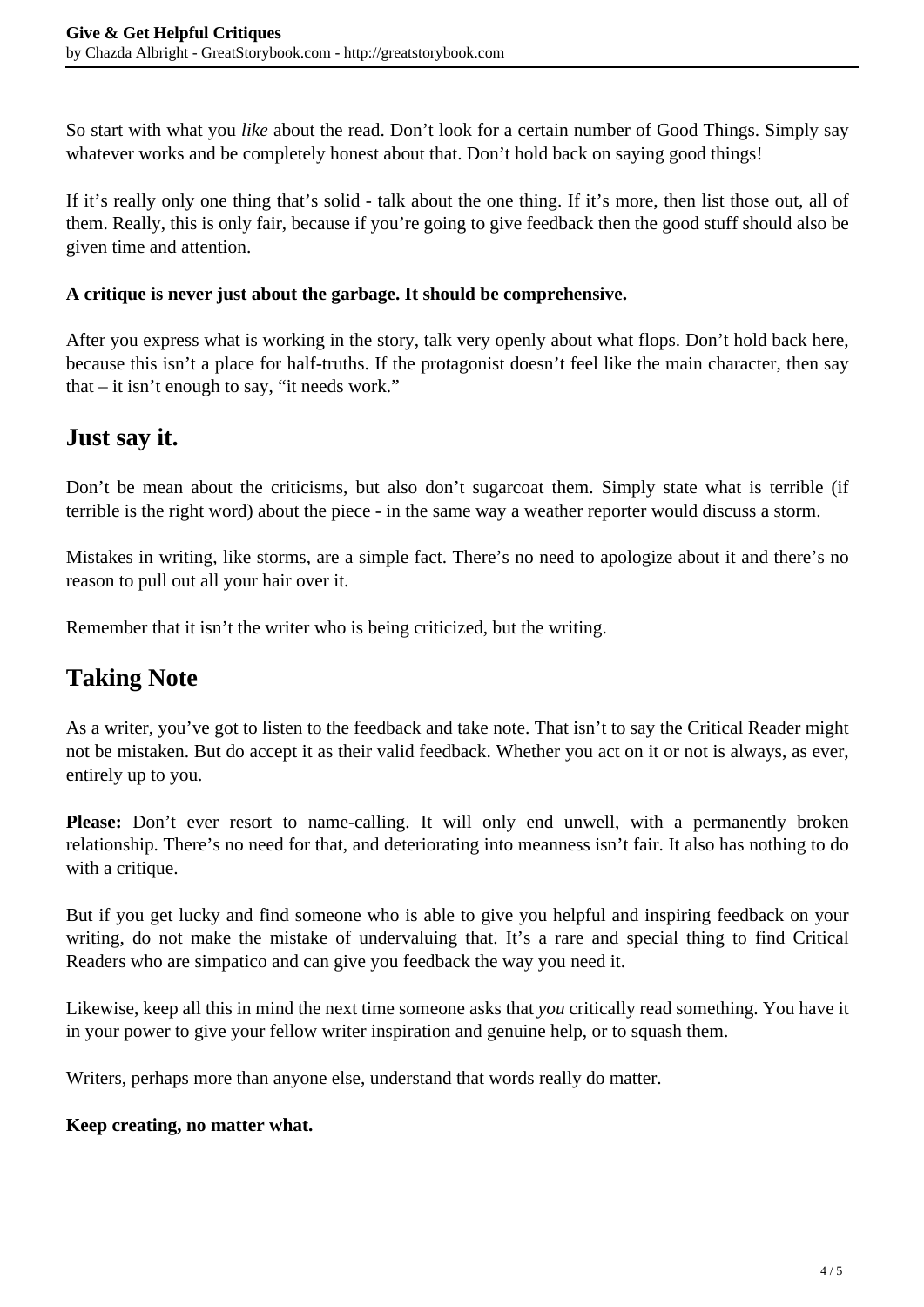So start with what you *like* about the read. Don't look for a certain number of Good Things. Simply say whatever works and be completely honest about that. Don't hold back on saying good things!

If it's really only one thing that's solid - talk about the one thing. If it's more, then list those out, all of them. Really, this is only fair, because if you're going to give feedback then the good stuff should also be given time and attention.

**A critique is never just about the garbage. It should be comprehensive.**

After you express what is working in the story, talk very openly about what flops. Don't hold back here, because this isn't a place for half-truths. If the protagonist doesn't feel like the main character, then say that – it isn't enough to say, "it needs work."

## Just say it.

Don't be mean about the criticisms, but also don't sugarcoat them. Simply state what is terrible (if terrible is the right word) about the piece - in the same way a weather reporter would discuss a storm.

Mistakes in writing, like storms, are a simple fact. There's no need to apologize about it and there's no reason to pull out all your hair over it.

Remember that it isn't the writer who is being criticized, but the writing.

## Taking Note

As a writer, you've got to listen to the feedback and take note. That isn't to say the Critical Reader might not be mistaken. But do accept it as their valid feedback. Whether you act on it or not is always, as ever, entirely up to you.

**Please:** Don't ever resort to name-calling. It will only end unwell, with a permanently broken relationship. There's no need for that, and deteriorating into meanness isn't fair. It also has nothing to do with a critique.

But if you get lucky and find someone who is able to give you helpful and inspiring feedback on your writing, do not make the mistake of undervaluing that. It's a rare and special thing to find Critical Readers who are simpatico and can give you feedback the way you need it.

Likewise, keep all this in mind the next time someone asks that *you* critically read something. You have it in your power to give your fellow writer inspiration and genuine help, or to squash them.

Writers, perhaps more than anyone else, understand that words really do matter.

**Keep creating, no matter what.**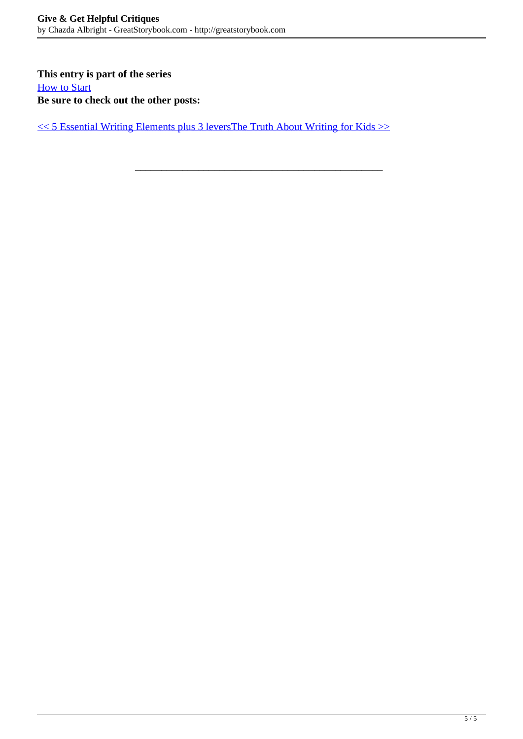**This entry is part of the series**
How to Start
**Be sure to check out the other posts:**

<< 5 Essential Writing Elements plus 3 leversThe Truth About Writing for Kids >>

---